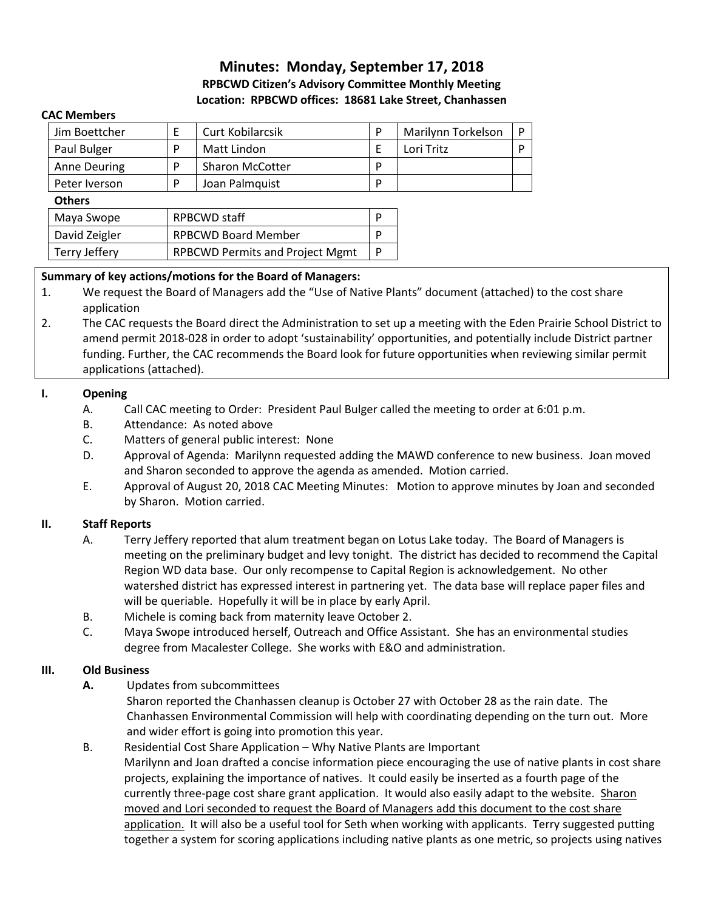# Minutes: Monday, September 17, 2018

**RPBCWD Citizen's Advisory Committee Monthly Meeting**

**Location: RPBCWD offices: 18681 Lake Street, Chanhassen**

**CAC Members**

| | | | | | |
|---|---|---|---|---|---|
| Jim Boettcher | E | Curt Kobilarcsik | P | Marilynn Torkelson | P |
| Paul Bulger | P | Matt Lindon | E | Lori Tritz | P |
| Anne Deuring | P | Sharon McCotter | P | | |
| Peter Iverson | P | Joan Palmquist | P | | |

**Others**

| | | |
|---|---|---|
| Maya Swope | RPBCWD staff | P |
| David Zeigler | RPBCWD Board Member | P |
| Terry Jeffery | RPBCWD Permits and Project Mgmt | P |

**Summary of key actions/motions for the Board of Managers:**

1. We request the Board of Managers add the "Use of Native Plants" document (attached) to the cost share application
2. The CAC requests the Board direct the Administration to set up a meeting with the Eden Prairie School District to amend permit 2018-028 in order to adopt 'sustainability' opportunities, and potentially include District partner funding. Further, the CAC recommends the Board look for future opportunities when reviewing similar permit applications (attached).

## I. Opening

A. Call CAC meeting to Order: President Paul Bulger called the meeting to order at 6:01 p.m.

B. Attendance: As noted above

C. Matters of general public interest: None

D. Approval of Agenda: Marilynn requested adding the MAWD conference to new business. Joan moved and Sharon seconded to approve the agenda as amended. Motion carried.

E. Approval of August 20, 2018 CAC Meeting Minutes: Motion to approve minutes by Joan and seconded by Sharon. Motion carried.

## II. Staff Reports

A. Terry Jeffery reported that alum treatment began on Lotus Lake today. The Board of Managers is meeting on the preliminary budget and levy tonight. The district has decided to recommend the Capital Region WD data base. Our only recompense to Capital Region is acknowledgement. No other watershed district has expressed interest in partnering yet. The data base will replace paper files and will be queriable. Hopefully it will be in place by early April.

B. Michele is coming back from maternity leave October 2.

C. Maya Swope introduced herself, Outreach and Office Assistant. She has an environmental studies degree from Macalester College. She works with E&O and administration.

## III. Old Business

**A.** Updates from subcommittees

Sharon reported the Chanhassen cleanup is October 27 with October 28 as the rain date. The Chanhassen Environmental Commission will help with coordinating depending on the turn out. More and wider effort is going into promotion this year.

B. Residential Cost Share Application – Why Native Plants are Important

Marilynn and Joan drafted a concise information piece encouraging the use of native plants in cost share projects, explaining the importance of natives. It could easily be inserted as a fourth page of the currently three-page cost share grant application. It would also easily adapt to the website. <u>Sharon moved and Lori seconded to request the Board of Managers add this document to the cost share application.</u> It will also be a useful tool for Seth when working with applicants. Terry suggested putting together a system for scoring applications including native plants as one metric, so projects using natives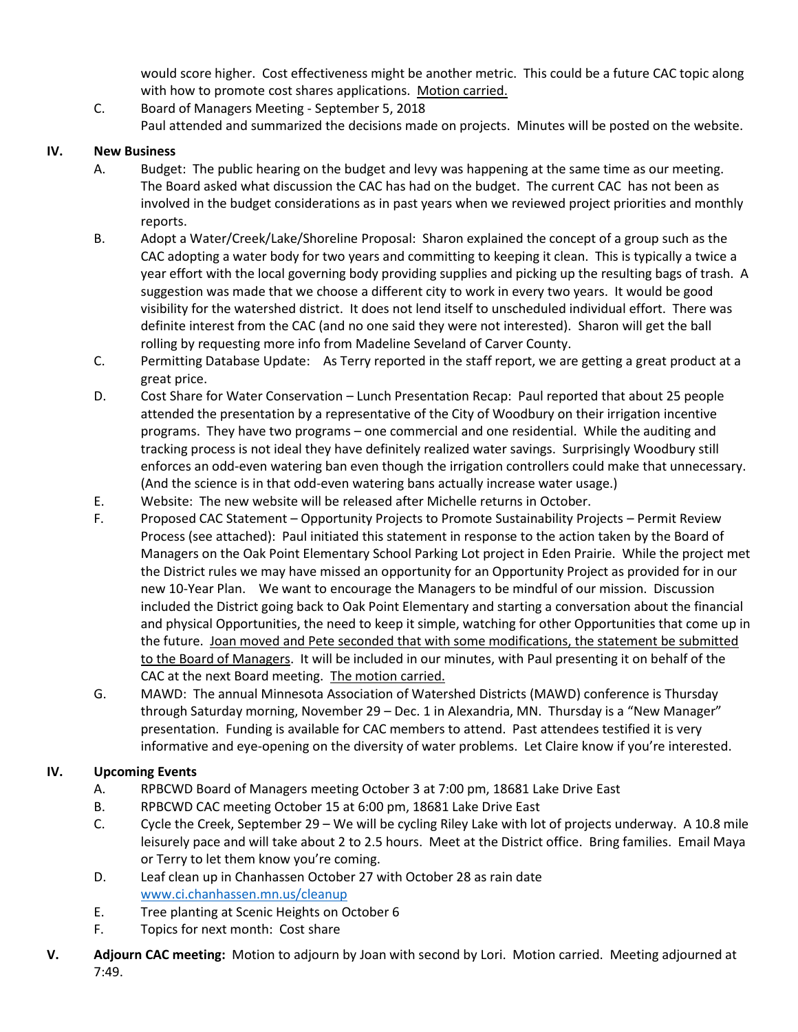would score higher. Cost effectiveness might be another metric. This could be a future CAC topic along with how to promote cost shares applications. <u>Motion carried.</u>

C. Board of Managers Meeting - September 5, 2018
Paul attended and summarized the decisions made on projects. Minutes will be posted on the website.

**IV. New Business**

A. Budget: The public hearing on the budget and levy was happening at the same time as our meeting. The Board asked what discussion the CAC has had on the budget. The current CAC has not been as involved in the budget considerations as in past years when we reviewed project priorities and monthly reports.

B. Adopt a Water/Creek/Lake/Shoreline Proposal: Sharon explained the concept of a group such as the CAC adopting a water body for two years and committing to keeping it clean. This is typically a twice a year effort with the local governing body providing supplies and picking up the resulting bags of trash. A suggestion was made that we choose a different city to work in every two years. It would be good visibility for the watershed district. It does not lend itself to unscheduled individual effort. There was definite interest from the CAC (and no one said they were not interested). Sharon will get the ball rolling by requesting more info from Madeline Seveland of Carver County.

C. Permitting Database Update: As Terry reported in the staff report, we are getting a great product at a great price.

D. Cost Share for Water Conservation – Lunch Presentation Recap: Paul reported that about 25 people attended the presentation by a representative of the City of Woodbury on their irrigation incentive programs. They have two programs – one commercial and one residential. While the auditing and tracking process is not ideal they have definitely realized water savings. Surprisingly Woodbury still enforces an odd-even watering ban even though the irrigation controllers could make that unnecessary. (And the science is in that odd-even watering bans actually increase water usage.)

E. Website: The new website will be released after Michelle returns in October.

F. Proposed CAC Statement – Opportunity Projects to Promote Sustainability Projects – Permit Review Process (see attached): Paul initiated this statement in response to the action taken by the Board of Managers on the Oak Point Elementary School Parking Lot project in Eden Prairie. While the project met the District rules we may have missed an opportunity for an Opportunity Project as provided for in our new 10-Year Plan. We want to encourage the Managers to be mindful of our mission. Discussion included the District going back to Oak Point Elementary and starting a conversation about the financial and physical Opportunities, the need to keep it simple, watching for other Opportunities that come up in the future. <u>Joan moved and Pete seconded that with some modifications, the statement be submitted to the Board of Managers</u>. It will be included in our minutes, with Paul presenting it on behalf of the CAC at the next Board meeting. <u>The motion carried.</u>

G. MAWD: The annual Minnesota Association of Watershed Districts (MAWD) conference is Thursday through Saturday morning, November 29 – Dec. 1 in Alexandria, MN. Thursday is a "New Manager" presentation. Funding is available for CAC members to attend. Past attendees testified it is very informative and eye-opening on the diversity of water problems. Let Claire know if you're interested.

**IV. Upcoming Events**

A. RPBCWD Board of Managers meeting October 3 at 7:00 pm, 18681 Lake Drive East

B. RPBCWD CAC meeting October 15 at 6:00 pm, 18681 Lake Drive East

C. Cycle the Creek, September 29 – We will be cycling Riley Lake with lot of projects underway. A 10.8 mile leisurely pace and will take about 2 to 2.5 hours. Meet at the District office. Bring families. Email Maya or Terry to let them know you're coming.

D. Leaf clean up in Chanhassen October 27 with October 28 as rain date
www.ci.chanhassen.mn.us/cleanup

E. Tree planting at Scenic Heights on October 6

F. Topics for next month: Cost share

**V. Adjourn CAC meeting:** Motion to adjourn by Joan with second by Lori. Motion carried. Meeting adjourned at 7:49.